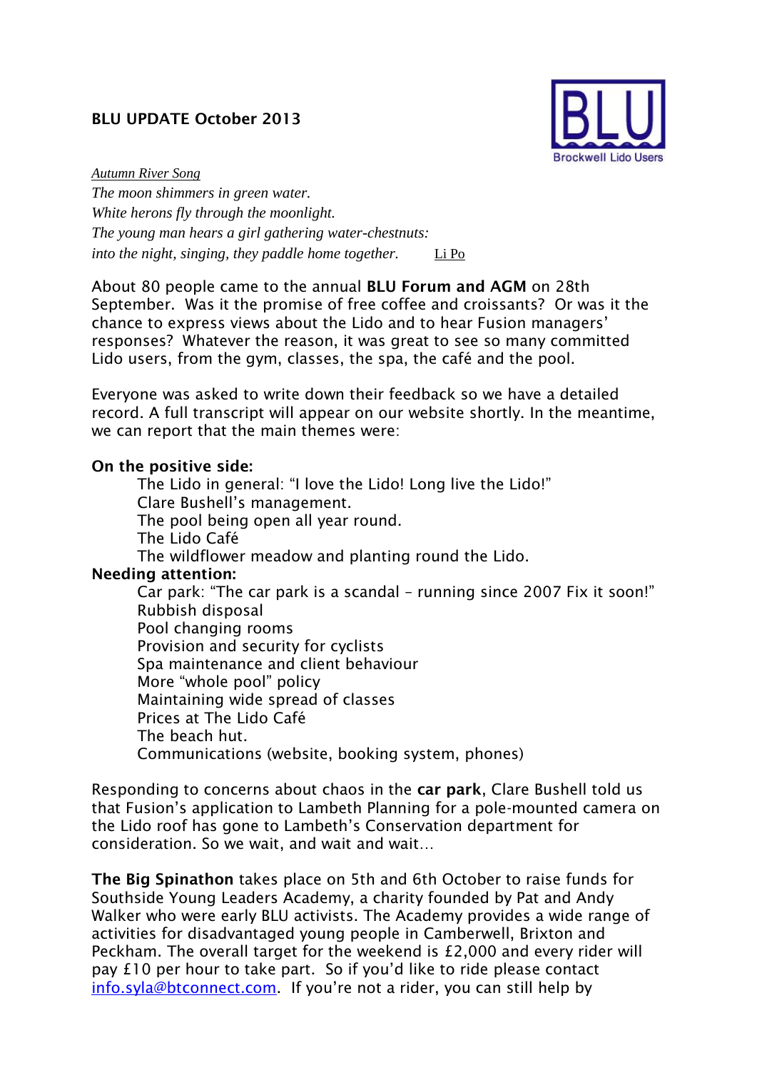## BLU UPDATE October 2013

BLU
Brockwell Lido Users

*Autumn River Song*
*The moon shimmers in green water.*
*White herons fly through the moonlight.*
*The young man hears a girl gathering water-chestnuts:*
*into the night, singing, they paddle home together.* Li Po

About 80 people came to the annual **BLU Forum and AGM** on 28th September. Was it the promise of free coffee and croissants? Or was it the chance to express views about the Lido and to hear Fusion managers' responses? Whatever the reason, it was great to see so many committed Lido users, from the gym, classes, the spa, the café and the pool.

Everyone was asked to write down their feedback so we have a detailed record. A full transcript will appear on our website shortly. In the meantime, we can report that the main themes were:

**On the positive side:**

- The Lido in general: "I love the Lido! Long live the Lido!"
- Clare Bushell's management.
- The pool being open all year round.
- The Lido Café
- The wildflower meadow and planting round the Lido.

**Needing attention:**

- Car park: "The car park is a scandal – running since 2007 Fix it soon!"
- Rubbish disposal
- Pool changing rooms
- Provision and security for cyclists
- Spa maintenance and client behaviour
- More "whole pool" policy
- Maintaining wide spread of classes
- Prices at The Lido Café
- The beach hut.
- Communications (website, booking system, phones)

Responding to concerns about chaos in the **car park**, Clare Bushell told us that Fusion's application to Lambeth Planning for a pole-mounted camera on the Lido roof has gone to Lambeth's Conservation department for consideration. So we wait, and wait and wait…

**The Big Spinathon** takes place on 5th and 6th October to raise funds for Southside Young Leaders Academy, a charity founded by Pat and Andy Walker who were early BLU activists. The Academy provides a wide range of activities for disadvantaged young people in Camberwell, Brixton and Peckham. The overall target for the weekend is £2,000 and every rider will pay £10 per hour to take part. So if you'd like to ride please contact info.syla@btconnect.com. If you're not a rider, you can still help by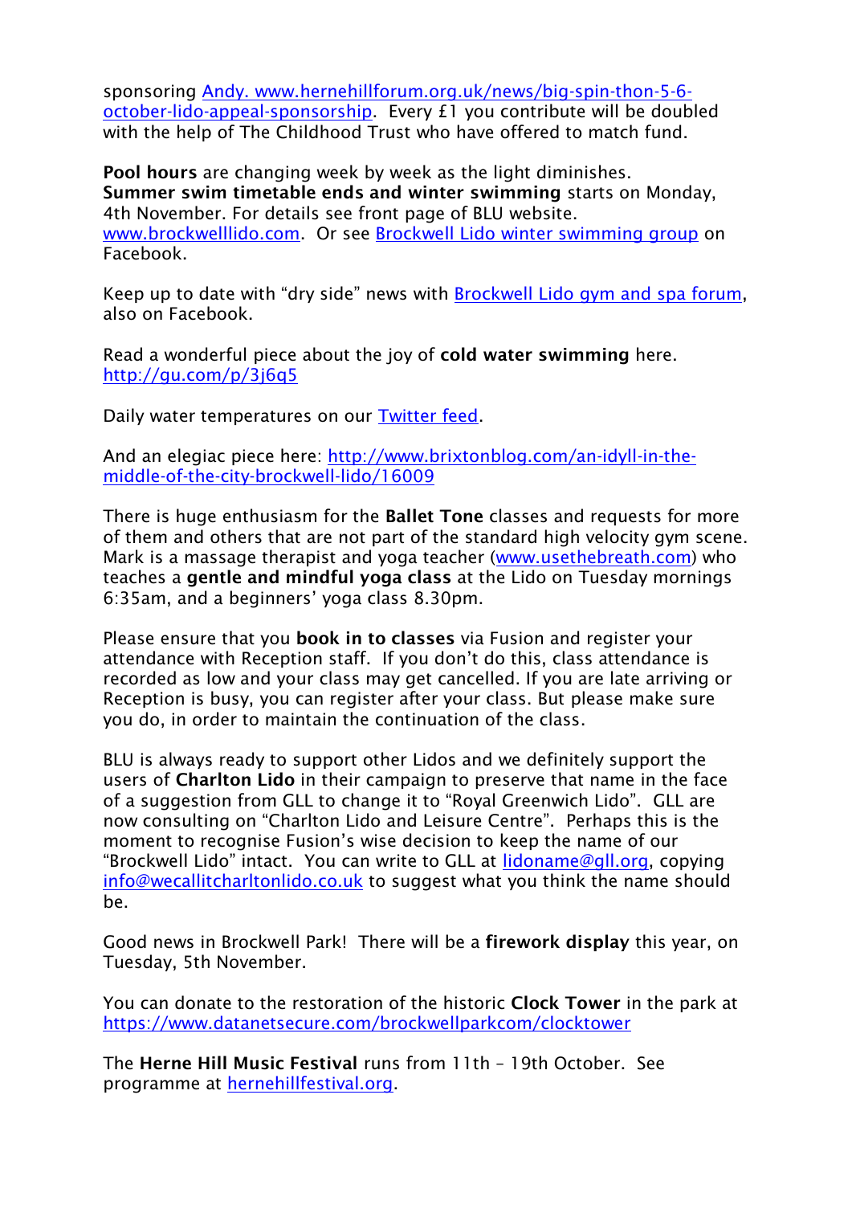sponsoring [Andy. www.hernehillforum.org.uk/news/big-spin-thon-5-6-october-lido-appeal-sponsorship](http://www.hernehillforum.org.uk/news/big-spin-thon-5-6-october-lido-appeal-sponsorship). Every £1 you contribute will be doubled with the help of The Childhood Trust who have offered to match fund.

**Pool hours** are changing week by week as the light diminishes. **Summer swim timetable ends and winter swimming** starts on Monday, 4th November. For details see front page of BLU website. [www.brockwelllido.com](http://www.brockwelllido.com). Or see [Brockwell Lido winter swimming group](#) on Facebook.

Keep up to date with "dry side" news with [Brockwell Lido gym and spa forum](#), also on Facebook.

Read a wonderful piece about the joy of **cold water swimming** here. [http://gu.com/p/3j6q5](http://gu.com/p/3j6q5)

Daily water temperatures on our [Twitter feed](#).

And an elegiac piece here: [http://www.brixtonblog.com/an-idyll-in-the-middle-of-the-city-brockwell-lido/16009](http://www.brixtonblog.com/an-idyll-in-the-middle-of-the-city-brockwell-lido/16009)

There is huge enthusiasm for the **Ballet Tone** classes and requests for more of them and others that are not part of the standard high velocity gym scene. Mark is a massage therapist and yoga teacher ([www.usethebreath.com](http://www.usethebreath.com)) who teaches a **gentle and mindful yoga class** at the Lido on Tuesday mornings 6:35am, and a beginners' yoga class 8.30pm.

Please ensure that you **book in to classes** via Fusion and register your attendance with Reception staff. If you don't do this, class attendance is recorded as low and your class may get cancelled. If you are late arriving or Reception is busy, you can register after your class. But please make sure you do, in order to maintain the continuation of the class.

BLU is always ready to support other Lidos and we definitely support the users of **Charlton Lido** in their campaign to preserve that name in the face of a suggestion from GLL to change it to "Royal Greenwich Lido". GLL are now consulting on "Charlton Lido and Leisure Centre". Perhaps this is the moment to recognise Fusion's wise decision to keep the name of our "Brockwell Lido" intact. You can write to GLL at [lidoname@gll.org](mailto:lidoname@gll.org), copying [info@wecallitcharltonlido.co.uk](mailto:info@wecallitcharltonlido.co.uk) to suggest what you think the name should be.

Good news in Brockwell Park! There will be a **firework display** this year, on Tuesday, 5th November.

You can donate to the restoration of the historic **Clock Tower** in the park at [https://www.datanetsecure.com/brockwellparkcom/clocktower](https://www.datanetsecure.com/brockwellparkcom/clocktower)

The **Herne Hill Music Festival** runs from 11th – 19th October. See programme at [hernehillfestival.org](http://hernehillfestival.org).